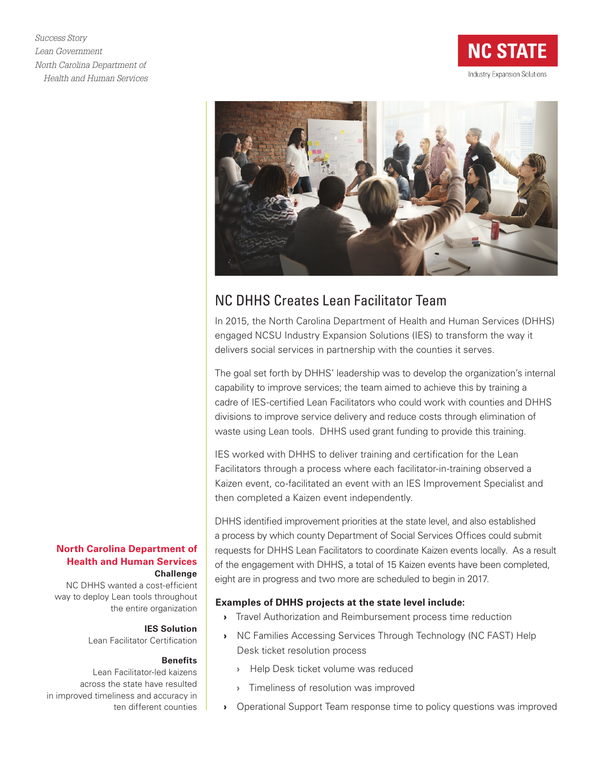*Success Story*
*Lean Government*
*North Carolina Department of Health and Human Services*

NC STATE
Industry Expansion Solutions

# NC DHHS Creates Lean Facilitator Team

In 2015, the North Carolina Department of Health and Human Services (DHHS) engaged NCSU Industry Expansion Solutions (IES) to transform the way it delivers social services in partnership with the counties it serves.

The goal set forth by DHHS' leadership was to develop the organization's internal capability to improve services; the team aimed to achieve this by training a cadre of IES-certified Lean Facilitators who could work with counties and DHHS divisions to improve service delivery and reduce costs through elimination of waste using Lean tools. DHHS used grant funding to provide this training.

IES worked with DHHS to deliver training and certification for the Lean Facilitators through a process where each facilitator-in-training observed a Kaizen event, co-facilitated an event with an IES Improvement Specialist and then completed a Kaizen event independently.

DHHS identified improvement priorities at the state level, and also established a process by which county Department of Social Services Offices could submit requests for DHHS Lean Facilitators to coordinate Kaizen events locally. As a result of the engagement with DHHS, a total of 15 Kaizen events have been completed, eight are in progress and two more are scheduled to begin in 2017.

**Examples of DHHS projects at the state level include:**

- Travel Authorization and Reimbursement process time reduction
- NC Families Accessing Services Through Technology (NC FAST) Help Desk ticket resolution process
  - Help Desk ticket volume was reduced
  - Timeliness of resolution was improved
- Operational Support Team response time to policy questions was improved

## North Carolina Department of Health and Human Services

**Challenge**
NC DHHS wanted a cost-efficient way to deploy Lean tools throughout the entire organization

**IES Solution**
Lean Facilitator Certification

**Benefits**
Lean Facilitator-led kaizens across the state have resulted in improved timeliness and accuracy in ten different counties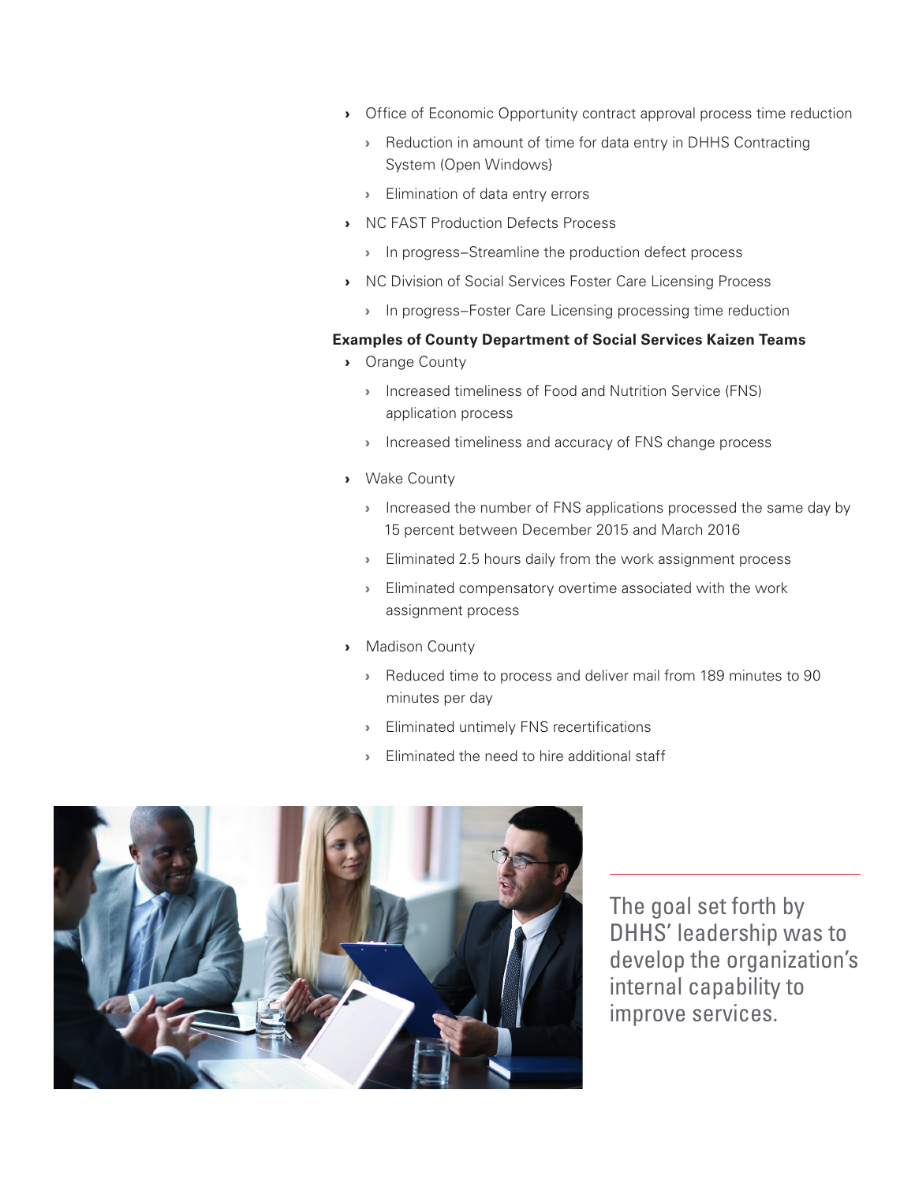- Office of Economic Opportunity contract approval process time reduction
  - Reduction in amount of time for data entry in DHHS Contracting System (Open Windows)
  - Elimination of data entry errors
- NC FAST Production Defects Process
  - In progress–Streamline the production defect process
- NC Division of Social Services Foster Care Licensing Process
  - In progress–Foster Care Licensing processing time reduction

**Examples of County Department of Social Services Kaizen Teams**

- Orange County
  - Increased timeliness of Food and Nutrition Service (FNS) application process
  - Increased timeliness and accuracy of FNS change process
- Wake County
  - Increased the number of FNS applications processed the same day by 15 percent between December 2015 and March 2016
  - Eliminated 2.5 hours daily from the work assignment process
  - Eliminated compensatory overtime associated with the work assignment process
- Madison County
  - Reduced time to process and deliver mail from 189 minutes to 90 minutes per day
  - Eliminated untimely FNS recertifications
  - Eliminated the need to hire additional staff

The goal set forth by DHHS' leadership was to develop the organization's internal capability to improve services.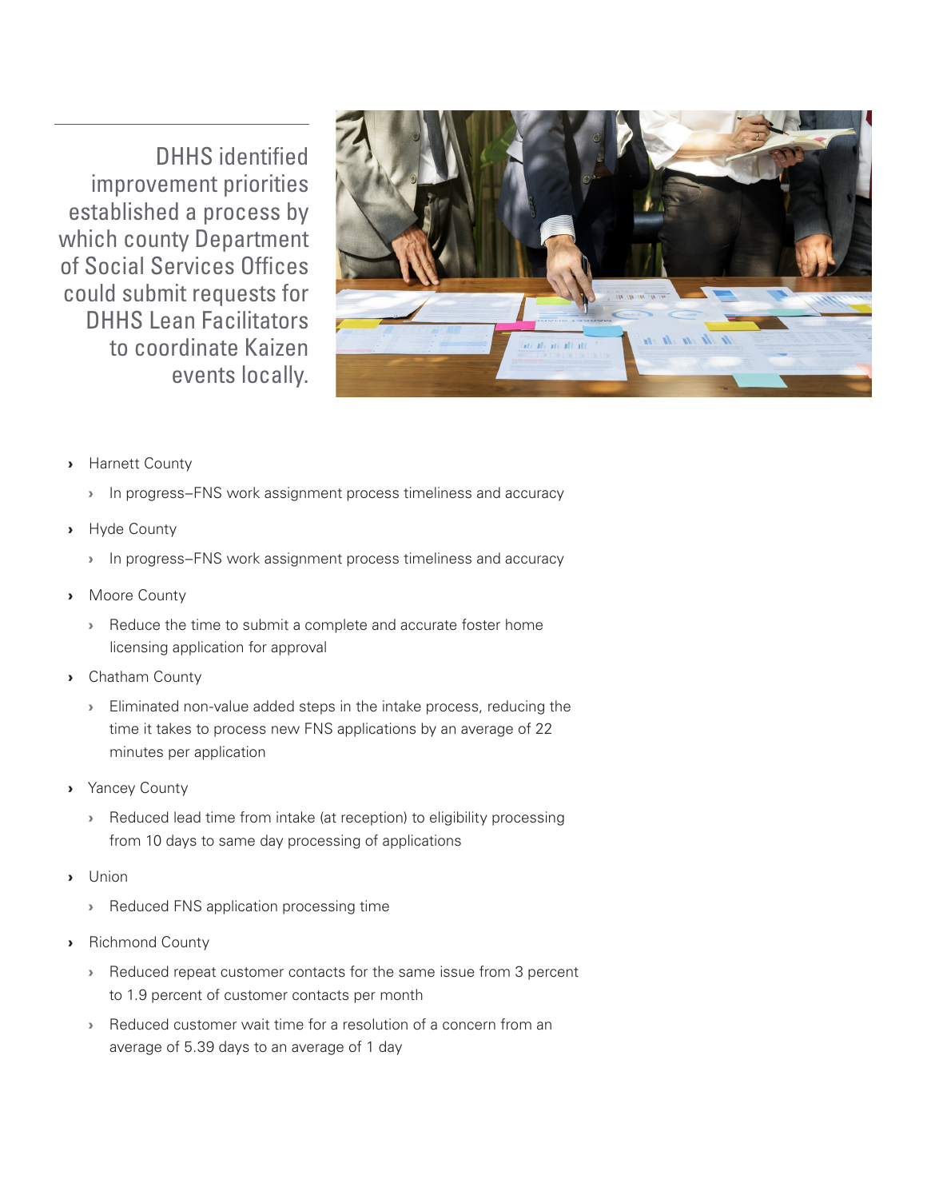DHHS identified improvement priorities established a process by which county Department of Social Services Offices could submit requests for DHHS Lean Facilitators to coordinate Kaizen events locally.

- Harnett County
  - In progress–FNS work assignment process timeliness and accuracy
- Hyde County
  - In progress–FNS work assignment process timeliness and accuracy
- Moore County
  - Reduce the time to submit a complete and accurate foster home licensing application for approval
- Chatham County
  - Eliminated non-value added steps in the intake process, reducing the time it takes to process new FNS applications by an average of 22 minutes per application
- Yancey County
  - Reduced lead time from intake (at reception) to eligibility processing from 10 days to same day processing of applications
- Union
  - Reduced FNS application processing time
- Richmond County
  - Reduced repeat customer contacts for the same issue from 3 percent to 1.9 percent of customer contacts per month
  - Reduced customer wait time for a resolution of a concern from an average of 5.39 days to an average of 1 day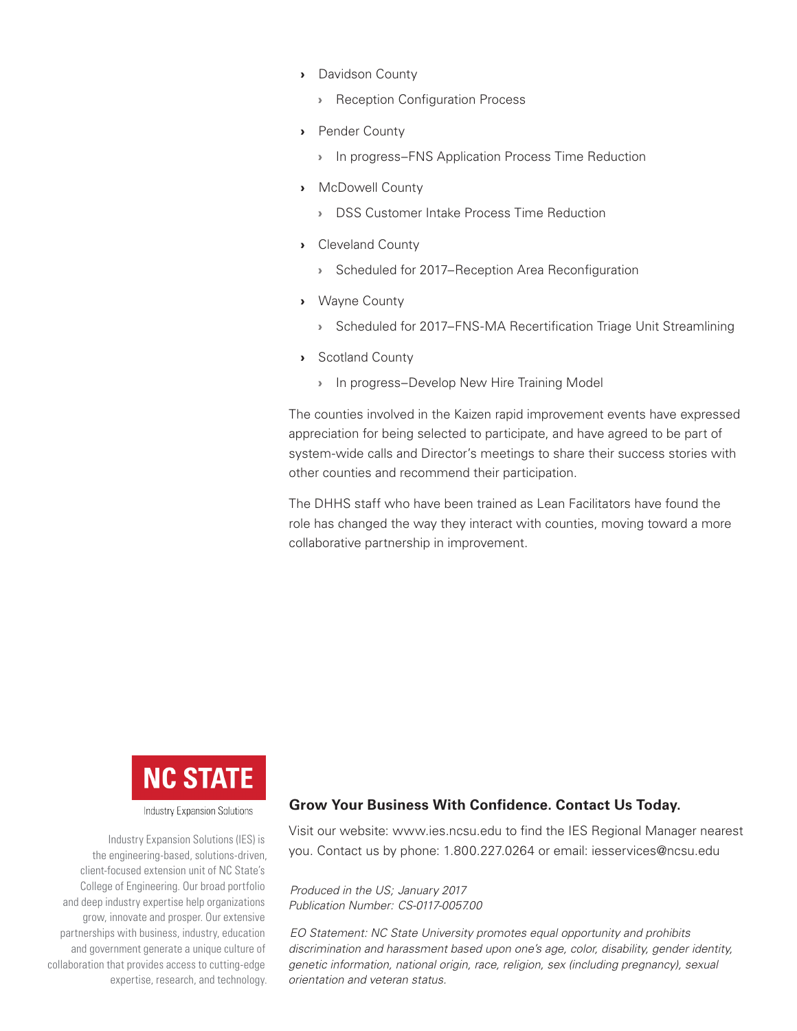- Davidson County
  - Reception Configuration Process
- Pender County
  - In progress–FNS Application Process Time Reduction
- McDowell County
  - DSS Customer Intake Process Time Reduction
- Cleveland County
  - Scheduled for 2017–Reception Area Reconfiguration
- Wayne County
  - Scheduled for 2017–FNS-MA Recertification Triage Unit Streamlining
- Scotland County
  - In progress–Develop New Hire Training Model

The counties involved in the Kaizen rapid improvement events have expressed appreciation for being selected to participate, and have agreed to be part of system-wide calls and Director's meetings to share their success stories with other counties and recommend their participation.

The DHHS staff who have been trained as Lean Facilitators have found the role has changed the way they interact with counties, moving toward a more collaborative partnership in improvement.

NC STATE

Industry Expansion Solutions

Industry Expansion Solutions (IES) is the engineering-based, solutions-driven, client-focused extension unit of NC State's College of Engineering. Our broad portfolio and deep industry expertise help organizations grow, innovate and prosper. Our extensive partnerships with business, industry, education and government generate a unique culture of collaboration that provides access to cutting-edge expertise, research, and technology.

**Grow Your Business With Confidence. Contact Us Today.**

Visit our website: www.ies.ncsu.edu to find the IES Regional Manager nearest you. Contact us by phone: 1.800.227.0264 or email: iesservices@ncsu.edu

*Produced in the US; January 2017*
*Publication Number: CS-0117-0057.00*

*EO Statement: NC State University promotes equal opportunity and prohibits discrimination and harassment based upon one's age, color, disability, gender identity, genetic information, national origin, race, religion, sex (including pregnancy), sexual orientation and veteran status.*